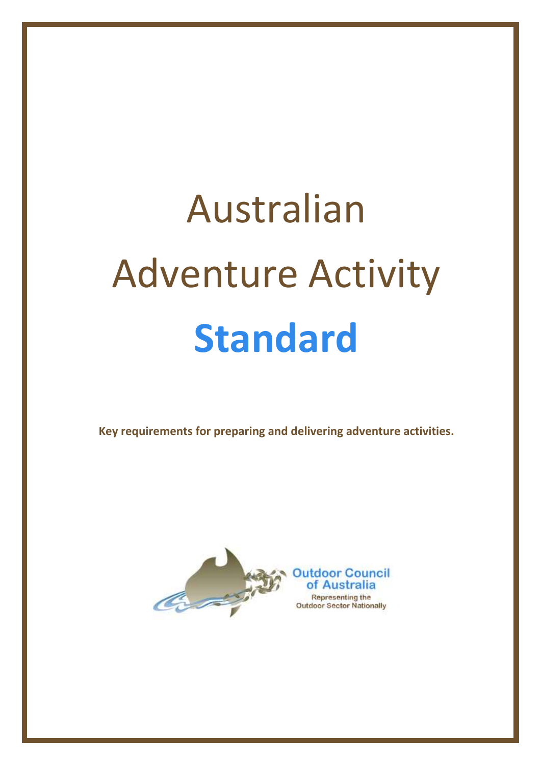# Australian Adventure Activity **Standard**

**Key requirements for preparing and delivering adventure activities.**

Outdoor Council of Australia

Representing the Outdoor Sector Nationally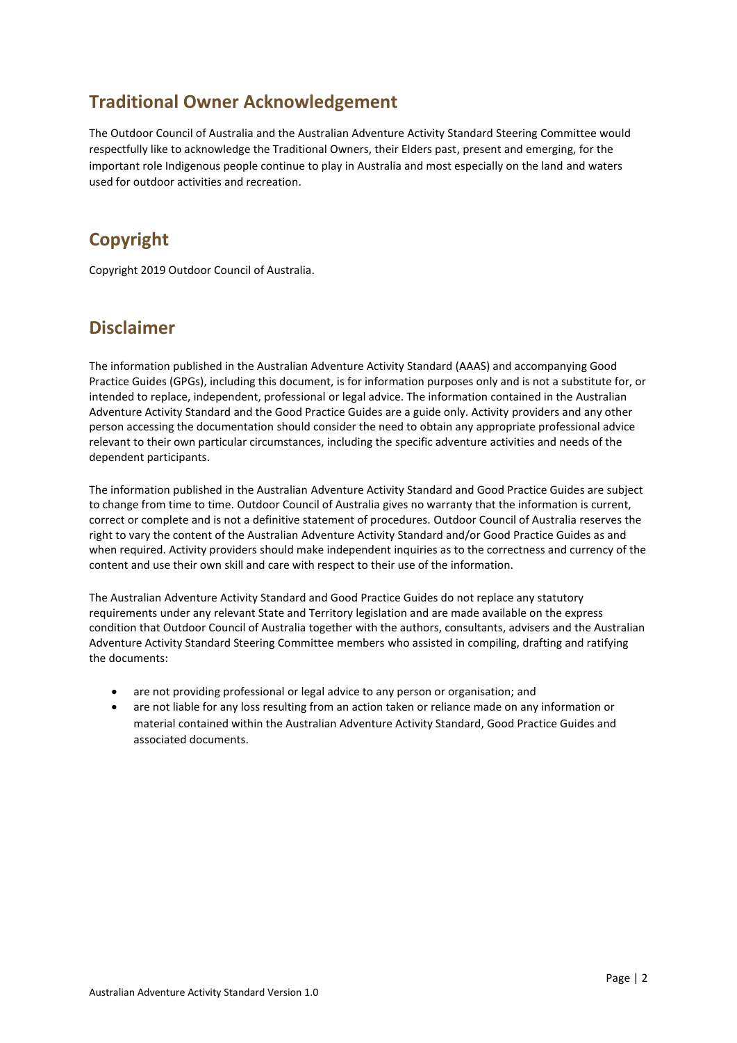## Traditional Owner Acknowledgement

The Outdoor Council of Australia and the Australian Adventure Activity Standard Steering Committee would respectfully like to acknowledge the Traditional Owners, their Elders past, present and emerging, for the important role Indigenous people continue to play in Australia and most especially on the land and waters used for outdoor activities and recreation.

## Copyright

Copyright 2019 Outdoor Council of Australia.

## Disclaimer

The information published in the Australian Adventure Activity Standard (AAAS) and accompanying Good Practice Guides (GPGs), including this document, is for information purposes only and is not a substitute for, or intended to replace, independent, professional or legal advice. The information contained in the Australian Adventure Activity Standard and the Good Practice Guides are a guide only. Activity providers and any other person accessing the documentation should consider the need to obtain any appropriate professional advice relevant to their own particular circumstances, including the specific adventure activities and needs of the dependent participants.

The information published in the Australian Adventure Activity Standard and Good Practice Guides are subject to change from time to time. Outdoor Council of Australia gives no warranty that the information is current, correct or complete and is not a definitive statement of procedures. Outdoor Council of Australia reserves the right to vary the content of the Australian Adventure Activity Standard and/or Good Practice Guides as and when required. Activity providers should make independent inquiries as to the correctness and currency of the content and use their own skill and care with respect to their use of the information.

The Australian Adventure Activity Standard and Good Practice Guides do not replace any statutory requirements under any relevant State and Territory legislation and are made available on the express condition that Outdoor Council of Australia together with the authors, consultants, advisers and the Australian Adventure Activity Standard Steering Committee members who assisted in compiling, drafting and ratifying the documents:

- are not providing professional or legal advice to any person or organisation; and
- are not liable for any loss resulting from an action taken or reliance made on any information or material contained within the Australian Adventure Activity Standard, Good Practice Guides and associated documents.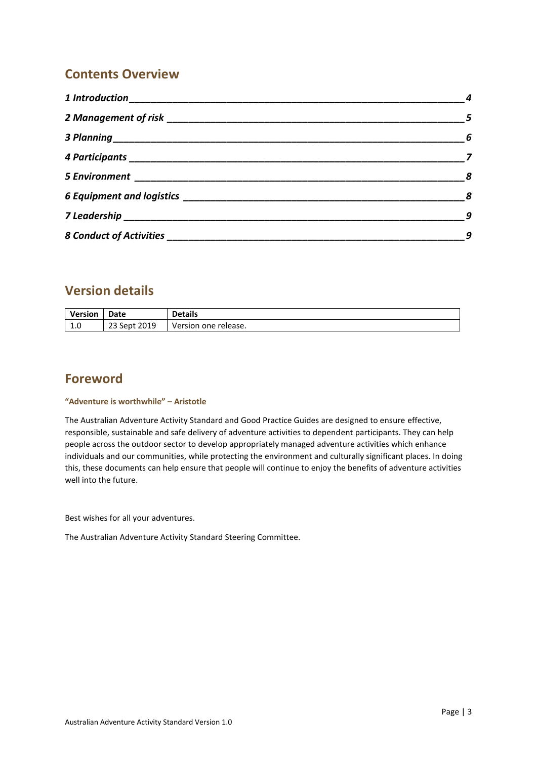## Contents Overview

*1 Introduction* **4**

*2 Management of risk* **5**

*3 Planning* **6**

*4 Participants* **7**

*5 Environment* **8**

*6 Equipment and logistics* **8**

*7 Leadership* **9**

*8 Conduct of Activities* **9**

## Version details

| Version | Date | Details |
|---|---|---|
| 1.0 | 23 Sept 2019 | Version one release. |

## Foreword

**"Adventure is worthwhile" – Aristotle**

The Australian Adventure Activity Standard and Good Practice Guides are designed to ensure effective, responsible, sustainable and safe delivery of adventure activities to dependent participants. They can help people across the outdoor sector to develop appropriately managed adventure activities which enhance individuals and our communities, while protecting the environment and culturally significant places. In doing this, these documents can help ensure that people will continue to enjoy the benefits of adventure activities well into the future.

Best wishes for all your adventures.

The Australian Adventure Activity Standard Steering Committee.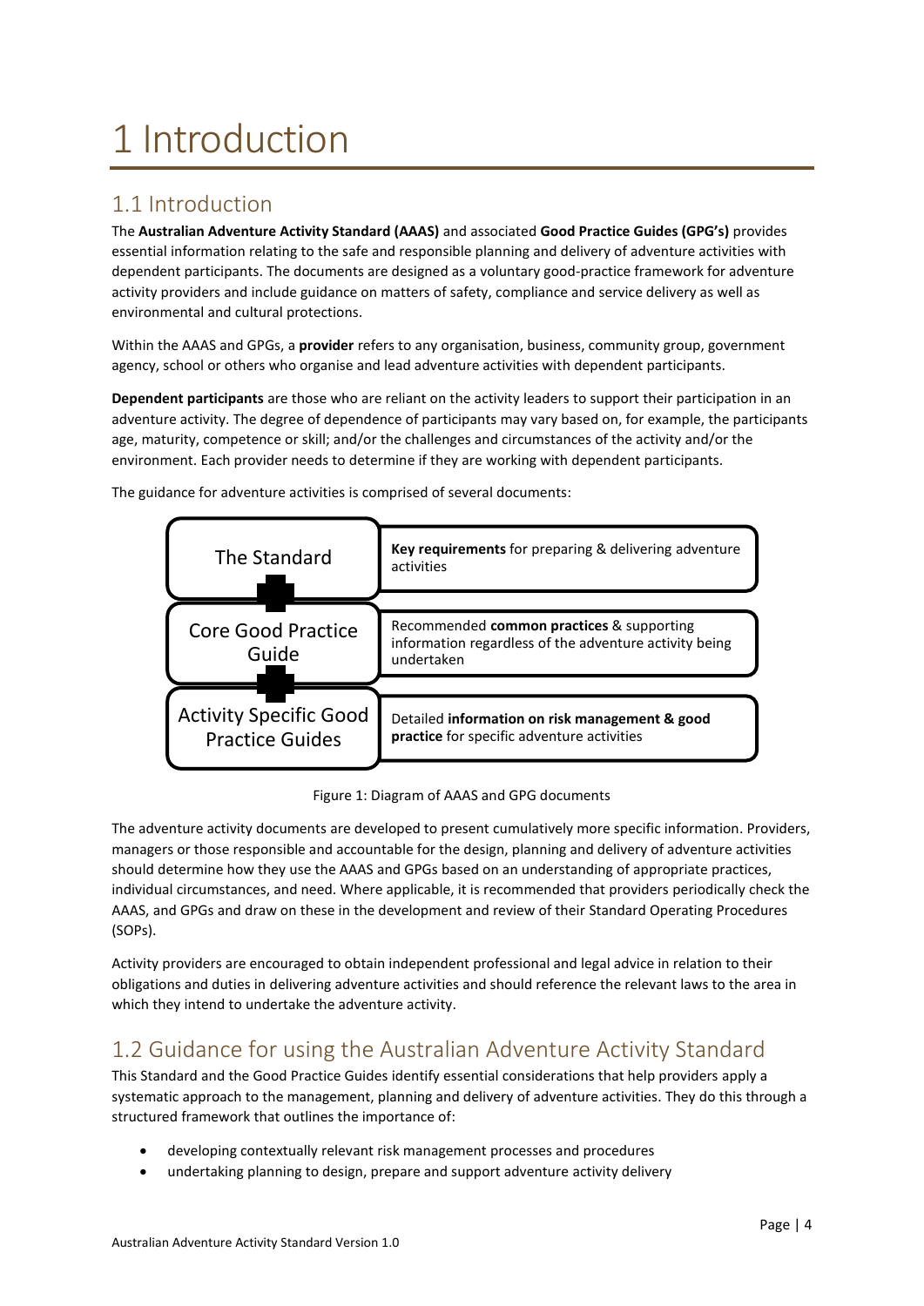# 1 Introduction

## 1.1 Introduction

The **Australian Adventure Activity Standard (AAAS)** and associated **Good Practice Guides (GPG's)** provides essential information relating to the safe and responsible planning and delivery of adventure activities with dependent participants. The documents are designed as a voluntary good-practice framework for adventure activity providers and include guidance on matters of safety, compliance and service delivery as well as environmental and cultural protections.

Within the AAAS and GPGs, a **provider** refers to any organisation, business, community group, government agency, school or others who organise and lead adventure activities with dependent participants.

**Dependent participants** are those who are reliant on the activity leaders to support their participation in an adventure activity. The degree of dependence of participants may vary based on, for example, the participants age, maturity, competence or skill; and/or the challenges and circumstances of the activity and/or the environment. Each provider needs to determine if they are working with dependent participants.

The guidance for adventure activities is comprised of several documents:

| | |
|---|---|
| The Standard | **Key requirements** for preparing & delivering adventure activities |
| Core Good Practice Guide | Recommended **common practices** & supporting information regardless of the adventure activity being undertaken |
| Activity Specific Good Practice Guides | Detailed **information on risk management & good practice** for specific adventure activities |

Figure 1: Diagram of AAAS and GPG documents

The adventure activity documents are developed to present cumulatively more specific information. Providers, managers or those responsible and accountable for the design, planning and delivery of adventure activities should determine how they use the AAAS and GPGs based on an understanding of appropriate practices, individual circumstances, and need. Where applicable, it is recommended that providers periodically check the AAAS, and GPGs and draw on these in the development and review of their Standard Operating Procedures (SOPs).

Activity providers are encouraged to obtain independent professional and legal advice in relation to their obligations and duties in delivering adventure activities and should reference the relevant laws to the area in which they intend to undertake the adventure activity.

## 1.2 Guidance for using the Australian Adventure Activity Standard

This Standard and the Good Practice Guides identify essential considerations that help providers apply a systematic approach to the management, planning and delivery of adventure activities. They do this through a structured framework that outlines the importance of:

- developing contextually relevant risk management processes and procedures
- undertaking planning to design, prepare and support adventure activity delivery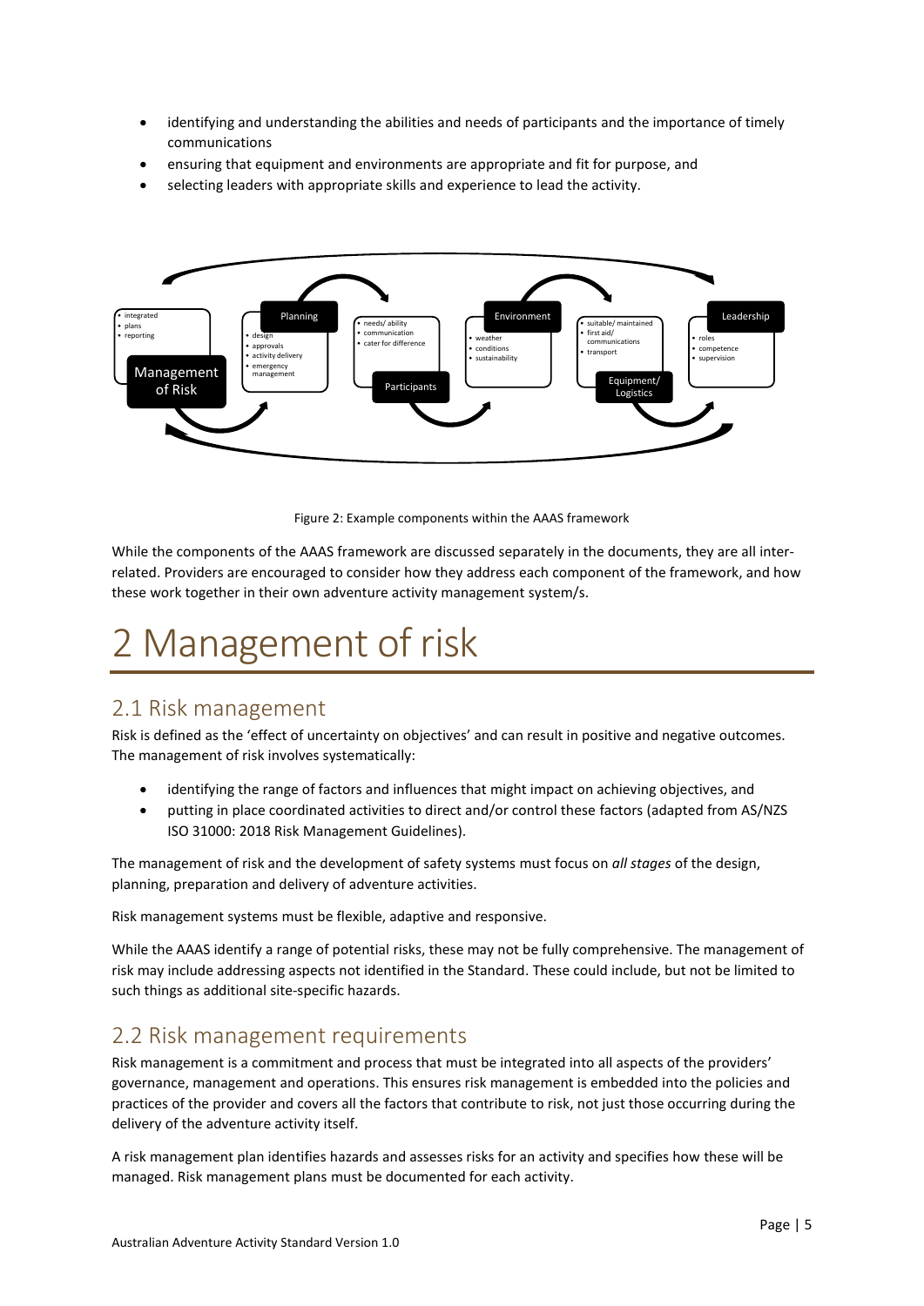- identifying and understanding the abilities and needs of participants and the importance of timely communications
- ensuring that equipment and environments are appropriate and fit for purpose, and
- selecting leaders with appropriate skills and experience to lead the activity.

Figure 2: Example components within the AAAS framework

While the components of the AAAS framework are discussed separately in the documents, they are all inter-related. Providers are encouraged to consider how they address each component of the framework, and how these work together in their own adventure activity management system/s.

# 2 Management of risk

## 2.1 Risk management

Risk is defined as the 'effect of uncertainty on objectives' and can result in positive and negative outcomes. The management of risk involves systematically:

- identifying the range of factors and influences that might impact on achieving objectives, and
- putting in place coordinated activities to direct and/or control these factors (adapted from AS/NZS ISO 31000: 2018 Risk Management Guidelines).

The management of risk and the development of safety systems must focus on *all stages* of the design, planning, preparation and delivery of adventure activities.

Risk management systems must be flexible, adaptive and responsive.

While the AAAS identify a range of potential risks, these may not be fully comprehensive. The management of risk may include addressing aspects not identified in the Standard. These could include, but not be limited to such things as additional site-specific hazards.

## 2.2 Risk management requirements

Risk management is a commitment and process that must be integrated into all aspects of the providers' governance, management and operations. This ensures risk management is embedded into the policies and practices of the provider and covers all the factors that contribute to risk, not just those occurring during the delivery of the adventure activity itself.

A risk management plan identifies hazards and assesses risks for an activity and specifies how these will be managed. Risk management plans must be documented for each activity.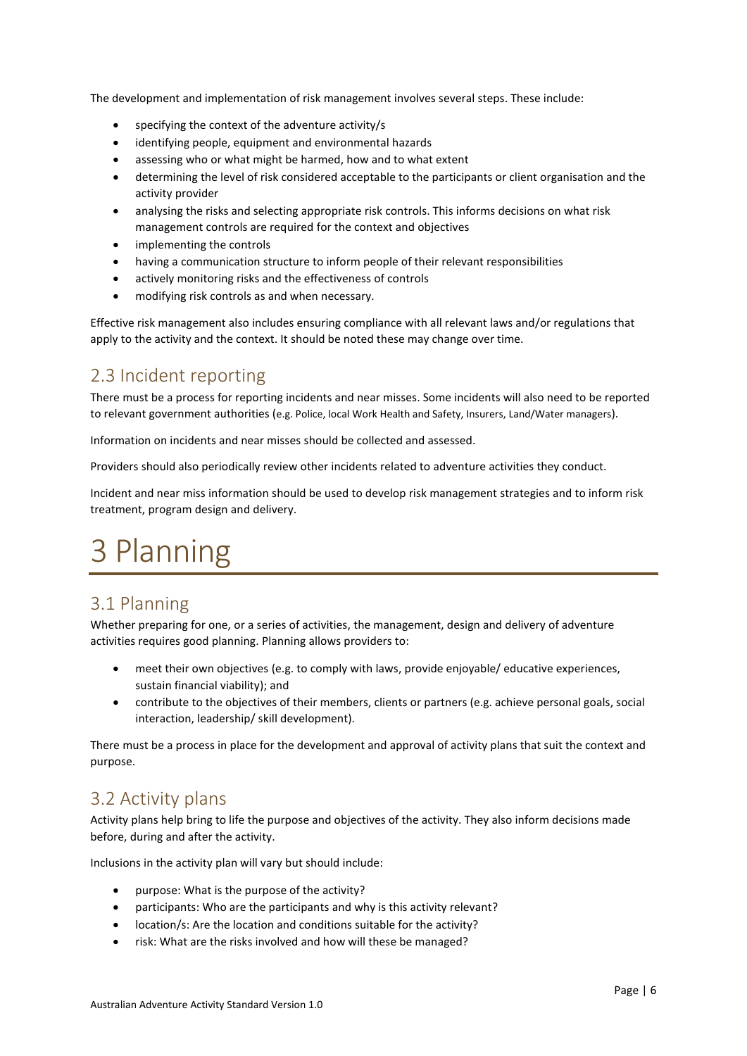The development and implementation of risk management involves several steps. These include:

- specifying the context of the adventure activity/s
- identifying people, equipment and environmental hazards
- assessing who or what might be harmed, how and to what extent
- determining the level of risk considered acceptable to the participants or client organisation and the activity provider
- analysing the risks and selecting appropriate risk controls. This informs decisions on what risk management controls are required for the context and objectives
- implementing the controls
- having a communication structure to inform people of their relevant responsibilities
- actively monitoring risks and the effectiveness of controls
- modifying risk controls as and when necessary.

Effective risk management also includes ensuring compliance with all relevant laws and/or regulations that apply to the activity and the context. It should be noted these may change over time.

## 2.3 Incident reporting

There must be a process for reporting incidents and near misses. Some incidents will also need to be reported to relevant government authorities (e.g. Police, local Work Health and Safety, Insurers, Land/Water managers).

Information on incidents and near misses should be collected and assessed.

Providers should also periodically review other incidents related to adventure activities they conduct.

Incident and near miss information should be used to develop risk management strategies and to inform risk treatment, program design and delivery.

# 3 Planning

## 3.1 Planning

Whether preparing for one, or a series of activities, the management, design and delivery of adventure activities requires good planning. Planning allows providers to:

- meet their own objectives (e.g. to comply with laws, provide enjoyable/ educative experiences, sustain financial viability); and
- contribute to the objectives of their members, clients or partners (e.g. achieve personal goals, social interaction, leadership/ skill development).

There must be a process in place for the development and approval of activity plans that suit the context and purpose.

## 3.2 Activity plans

Activity plans help bring to life the purpose and objectives of the activity. They also inform decisions made before, during and after the activity.

Inclusions in the activity plan will vary but should include:

- purpose: What is the purpose of the activity?
- participants: Who are the participants and why is this activity relevant?
- location/s: Are the location and conditions suitable for the activity?
- risk: What are the risks involved and how will these be managed?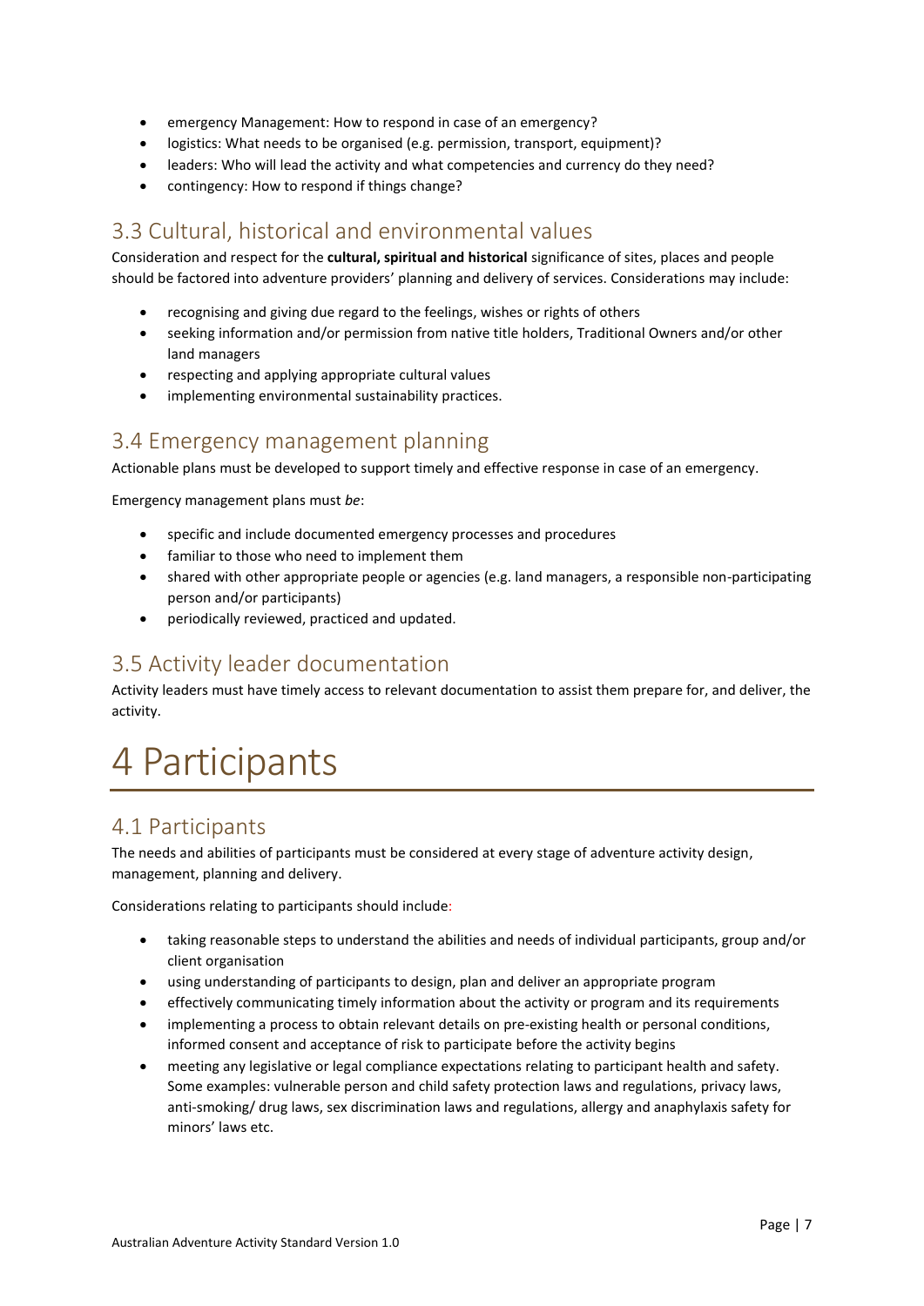- emergency Management: How to respond in case of an emergency?
- logistics: What needs to be organised (e.g. permission, transport, equipment)?
- leaders: Who will lead the activity and what competencies and currency do they need?
- contingency: How to respond if things change?

## 3.3 Cultural, historical and environmental values

Consideration and respect for the **cultural, spiritual and historical** significance of sites, places and people should be factored into adventure providers' planning and delivery of services. Considerations may include:

- recognising and giving due regard to the feelings, wishes or rights of others
- seeking information and/or permission from native title holders, Traditional Owners and/or other land managers
- respecting and applying appropriate cultural values
- implementing environmental sustainability practices.

## 3.4 Emergency management planning

Actionable plans must be developed to support timely and effective response in case of an emergency.

Emergency management plans must *be*:

- specific and include documented emergency processes and procedures
- familiar to those who need to implement them
- shared with other appropriate people or agencies (e.g. land managers, a responsible non-participating person and/or participants)
- periodically reviewed, practiced and updated.

## 3.5 Activity leader documentation

Activity leaders must have timely access to relevant documentation to assist them prepare for, and deliver, the activity.

# 4 Participants

## 4.1 Participants

The needs and abilities of participants must be considered at every stage of adventure activity design, management, planning and delivery.

Considerations relating to participants should include:

- taking reasonable steps to understand the abilities and needs of individual participants, group and/or client organisation
- using understanding of participants to design, plan and deliver an appropriate program
- effectively communicating timely information about the activity or program and its requirements
- implementing a process to obtain relevant details on pre-existing health or personal conditions, informed consent and acceptance of risk to participate before the activity begins
- meeting any legislative or legal compliance expectations relating to participant health and safety. Some examples: vulnerable person and child safety protection laws and regulations, privacy laws, anti-smoking/ drug laws, sex discrimination laws and regulations, allergy and anaphylaxis safety for minors' laws etc.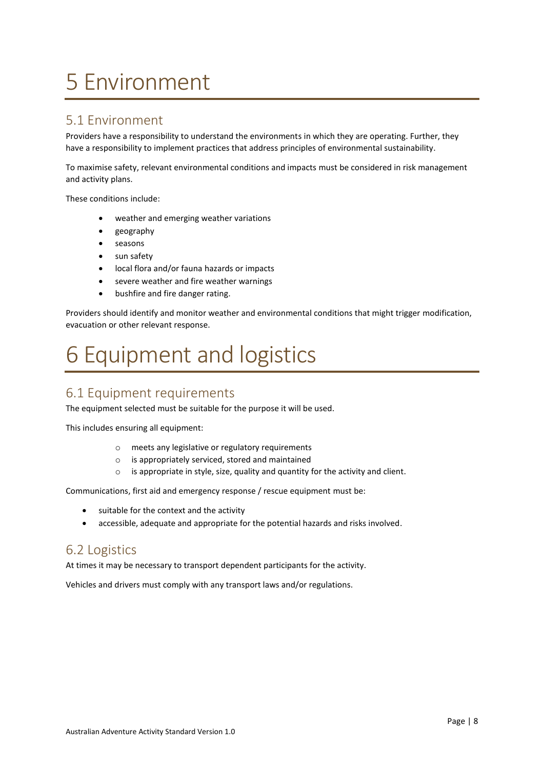# 5 Environment

## 5.1 Environment

Providers have a responsibility to understand the environments in which they are operating. Further, they have a responsibility to implement practices that address principles of environmental sustainability.

To maximise safety, relevant environmental conditions and impacts must be considered in risk management and activity plans.

These conditions include:

- weather and emerging weather variations
- geography
- seasons
- sun safety
- local flora and/or fauna hazards or impacts
- severe weather and fire weather warnings
- bushfire and fire danger rating.

Providers should identify and monitor weather and environmental conditions that might trigger modification, evacuation or other relevant response.

# 6 Equipment and logistics

## 6.1 Equipment requirements

The equipment selected must be suitable for the purpose it will be used.

This includes ensuring all equipment:

- meets any legislative or regulatory requirements
- is appropriately serviced, stored and maintained
- is appropriate in style, size, quality and quantity for the activity and client.

Communications, first aid and emergency response / rescue equipment must be:

- suitable for the context and the activity
- accessible, adequate and appropriate for the potential hazards and risks involved.

## 6.2 Logistics

At times it may be necessary to transport dependent participants for the activity.

Vehicles and drivers must comply with any transport laws and/or regulations.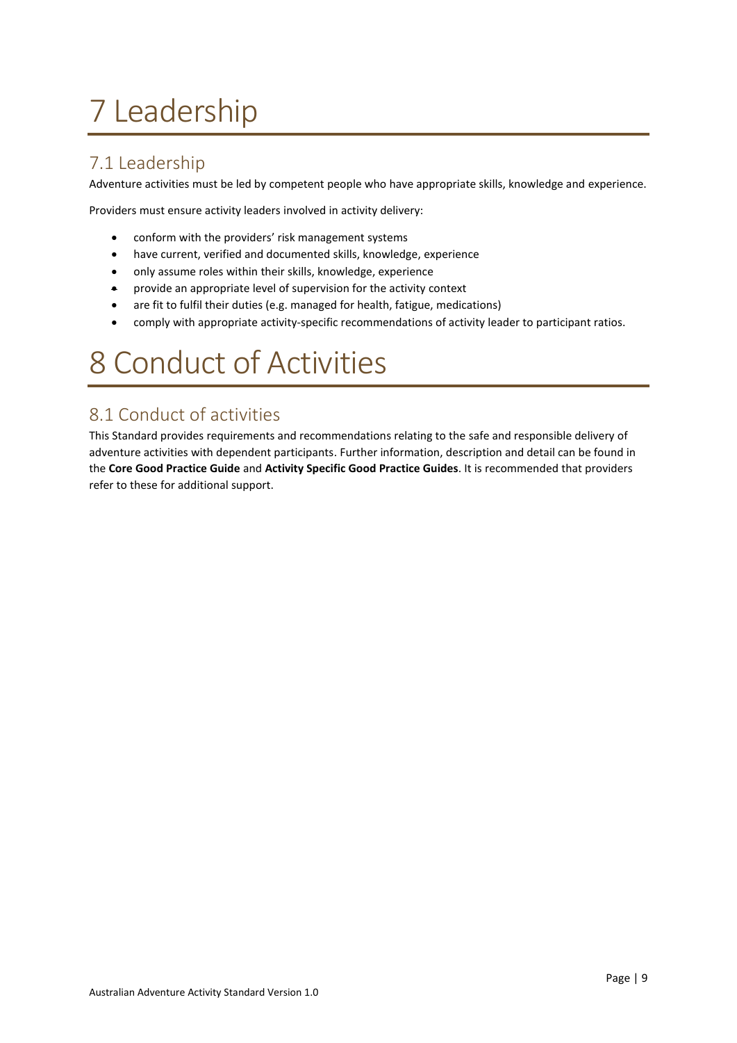# 7 Leadership

## 7.1 Leadership

Adventure activities must be led by competent people who have appropriate skills, knowledge and experience.

Providers must ensure activity leaders involved in activity delivery:

- conform with the providers' risk management systems
- have current, verified and documented skills, knowledge, experience
- only assume roles within their skills, knowledge, experience
- provide an appropriate level of supervision for the activity context
- are fit to fulfil their duties (e.g. managed for health, fatigue, medications)
- comply with appropriate activity-specific recommendations of activity leader to participant ratios.

# 8 Conduct of Activities

## 8.1 Conduct of activities

This Standard provides requirements and recommendations relating to the safe and responsible delivery of adventure activities with dependent participants. Further information, description and detail can be found in the **Core Good Practice Guide** and **Activity Specific Good Practice Guides**. It is recommended that providers refer to these for additional support.